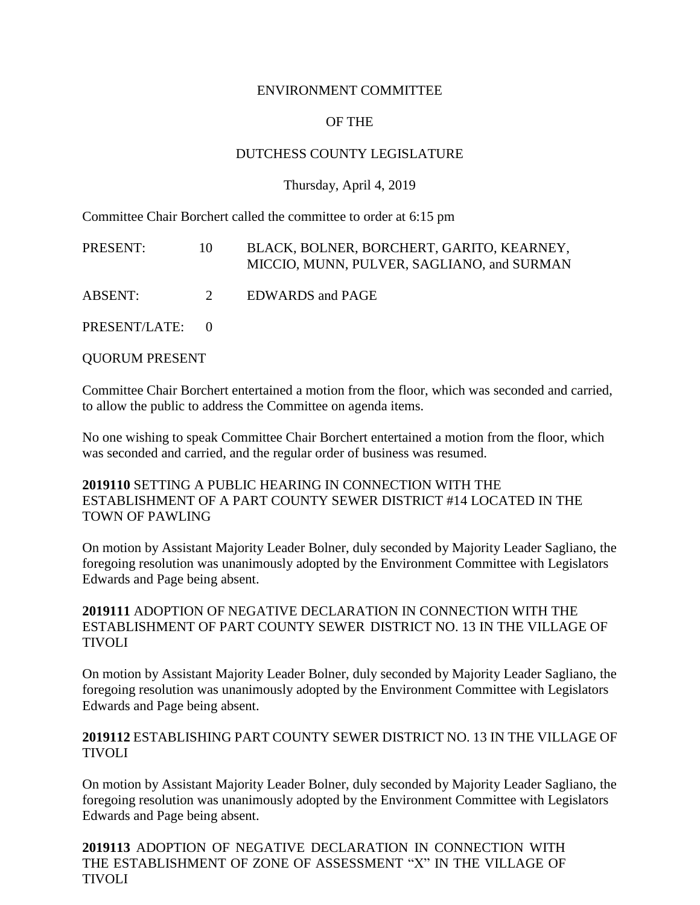ENVIRONMENT COMMITTEE

OF THE

DUTCHESS COUNTY LEGISLATURE

Thursday, April 4, 2019

Committee Chair Borchert called the committee to order at 6:15 pm

| | | |
|---|---|---|
| PRESENT: | 10 | BLACK, BOLNER, BORCHERT, GARITO, KEARNEY, MICCIO, MUNN, PULVER, SAGLIANO, and SURMAN |
| ABSENT: | 2 | EDWARDS and PAGE |
| PRESENT/LATE: | 0 | |

QUORUM PRESENT

Committee Chair Borchert entertained a motion from the floor, which was seconded and carried, to allow the public to address the Committee on agenda items.

No one wishing to speak Committee Chair Borchert entertained a motion from the floor, which was seconded and carried, and the regular order of business was resumed.

**2019110** SETTING A PUBLIC HEARING IN CONNECTION WITH THE ESTABLISHMENT OF A PART COUNTY SEWER DISTRICT #14 LOCATED IN THE TOWN OF PAWLING

On motion by Assistant Majority Leader Bolner, duly seconded by Majority Leader Sagliano, the foregoing resolution was unanimously adopted by the Environment Committee with Legislators Edwards and Page being absent.

**2019111** ADOPTION OF NEGATIVE DECLARATION IN CONNECTION WITH THE ESTABLISHMENT OF PART COUNTY SEWER DISTRICT NO. 13 IN THE VILLAGE OF TIVOLI

On motion by Assistant Majority Leader Bolner, duly seconded by Majority Leader Sagliano, the foregoing resolution was unanimously adopted by the Environment Committee with Legislators Edwards and Page being absent.

**2019112** ESTABLISHING PART COUNTY SEWER DISTRICT NO. 13 IN THE VILLAGE OF TIVOLI

On motion by Assistant Majority Leader Bolner, duly seconded by Majority Leader Sagliano, the foregoing resolution was unanimously adopted by the Environment Committee with Legislators Edwards and Page being absent.

**2019113** ADOPTION OF NEGATIVE DECLARATION IN CONNECTION WITH THE ESTABLISHMENT OF ZONE OF ASSESSMENT "X" IN THE VILLAGE OF TIVOLI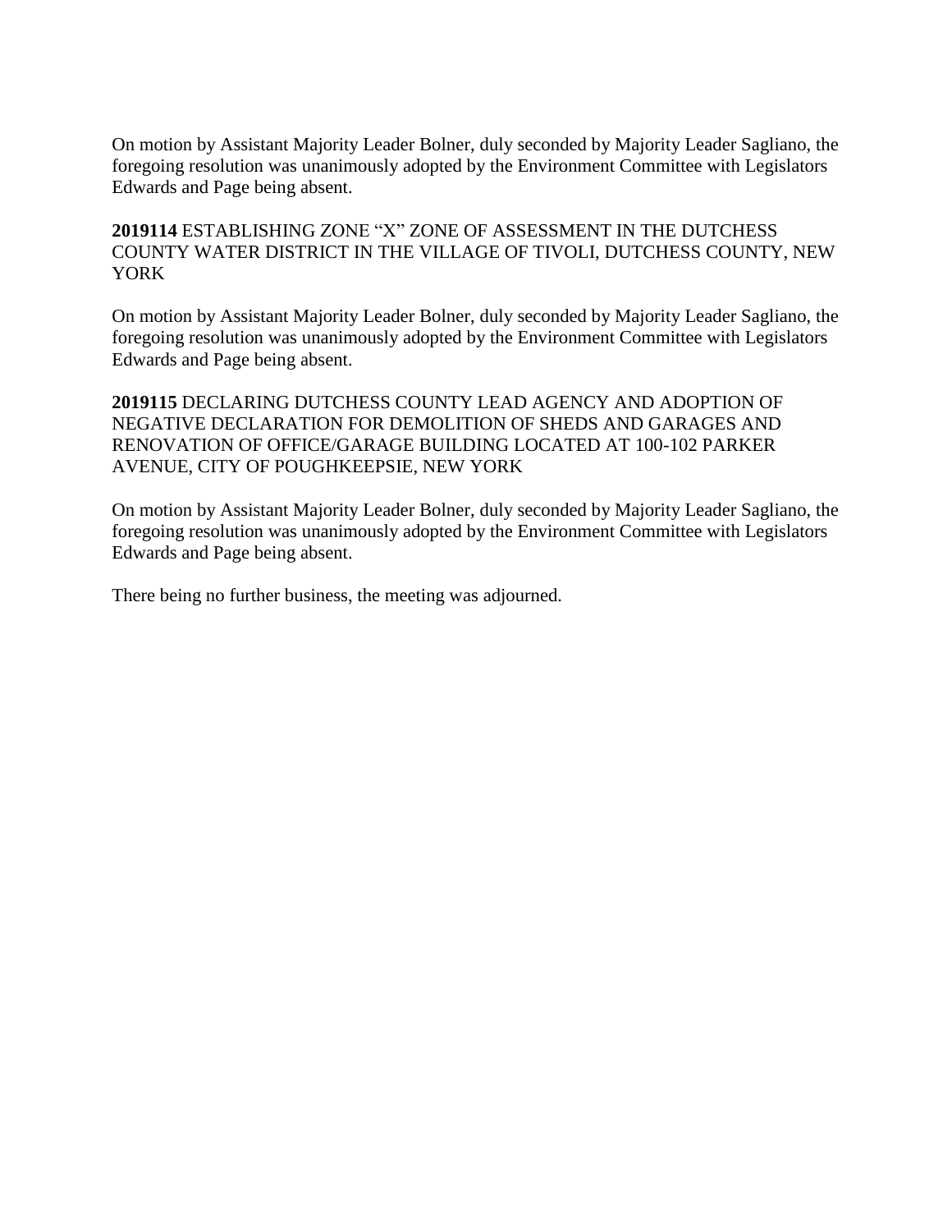On motion by Assistant Majority Leader Bolner, duly seconded by Majority Leader Sagliano, the foregoing resolution was unanimously adopted by the Environment Committee with Legislators Edwards and Page being absent.

**2019114** ESTABLISHING ZONE "X" ZONE OF ASSESSMENT IN THE DUTCHESS COUNTY WATER DISTRICT IN THE VILLAGE OF TIVOLI, DUTCHESS COUNTY, NEW YORK

On motion by Assistant Majority Leader Bolner, duly seconded by Majority Leader Sagliano, the foregoing resolution was unanimously adopted by the Environment Committee with Legislators Edwards and Page being absent.

**2019115** DECLARING DUTCHESS COUNTY LEAD AGENCY AND ADOPTION OF NEGATIVE DECLARATION FOR DEMOLITION OF SHEDS AND GARAGES AND RENOVATION OF OFFICE/GARAGE BUILDING LOCATED AT 100-102 PARKER AVENUE, CITY OF POUGHKEEPSIE, NEW YORK

On motion by Assistant Majority Leader Bolner, duly seconded by Majority Leader Sagliano, the foregoing resolution was unanimously adopted by the Environment Committee with Legislators Edwards and Page being absent.

There being no further business, the meeting was adjourned.